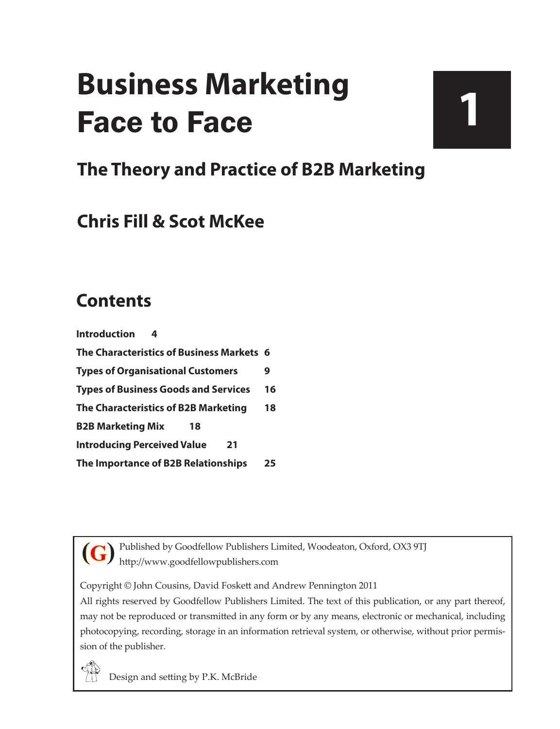# Business Marketing Face to Face

**1**

## The Theory and Practice of B2B Marketing

## Chris Fill & Scot McKee

## Contents

**Introduction 4**

**The Characteristics of Business Markets 6**

**Types of Organisational Customers 9**

**Types of Business Goods and Services 16**

**The Characteristics of B2B Marketing 18**

**B2B Marketing Mix 18**

**Introducing Perceived Value 21**

**The Importance of B2B Relationships 25**

(G) Published by Goodfellow Publishers Limited, Woodeaton, Oxford, OX3 9TJ
http://www.goodfellowpublishers.com

Copyright © John Cousins, David Foskett and Andrew Pennington 2011

All rights reserved by Goodfellow Publishers Limited. The text of this publication, or any part thereof, may not be reproduced or transmitted in any form or by any means, electronic or mechanical, including photocopying, recording, storage in an information retrieval system, or otherwise, without prior permission of the publisher.

Design and setting by P.K. McBride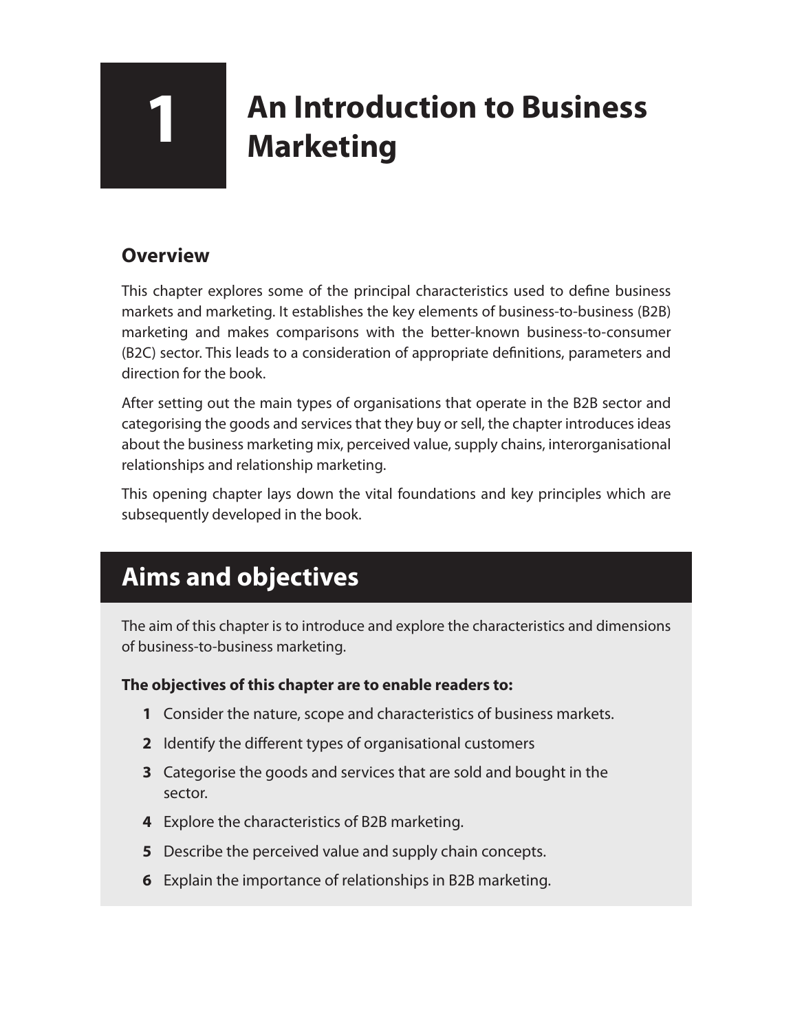# 1 An Introduction to Business Marketing

## Overview

This chapter explores some of the principal characteristics used to define business markets and marketing. It establishes the key elements of business-to-business (B2B) marketing and makes comparisons with the better-known business-to-consumer (B2C) sector. This leads to a consideration of appropriate definitions, parameters and direction for the book.

After setting out the main types of organisations that operate in the B2B sector and categorising the goods and services that they buy or sell, the chapter introduces ideas about the business marketing mix, perceived value, supply chains, interorganisational relationships and relationship marketing.

This opening chapter lays down the vital foundations and key principles which are subsequently developed in the book.

## Aims and objectives

The aim of this chapter is to introduce and explore the characteristics and dimensions of business-to-business marketing.

**The objectives of this chapter are to enable readers to:**

1. Consider the nature, scope and characteristics of business markets.
2. Identify the different types of organisational customers
3. Categorise the goods and services that are sold and bought in the sector.
4. Explore the characteristics of B2B marketing.
5. Describe the perceived value and supply chain concepts.
6. Explain the importance of relationships in B2B marketing.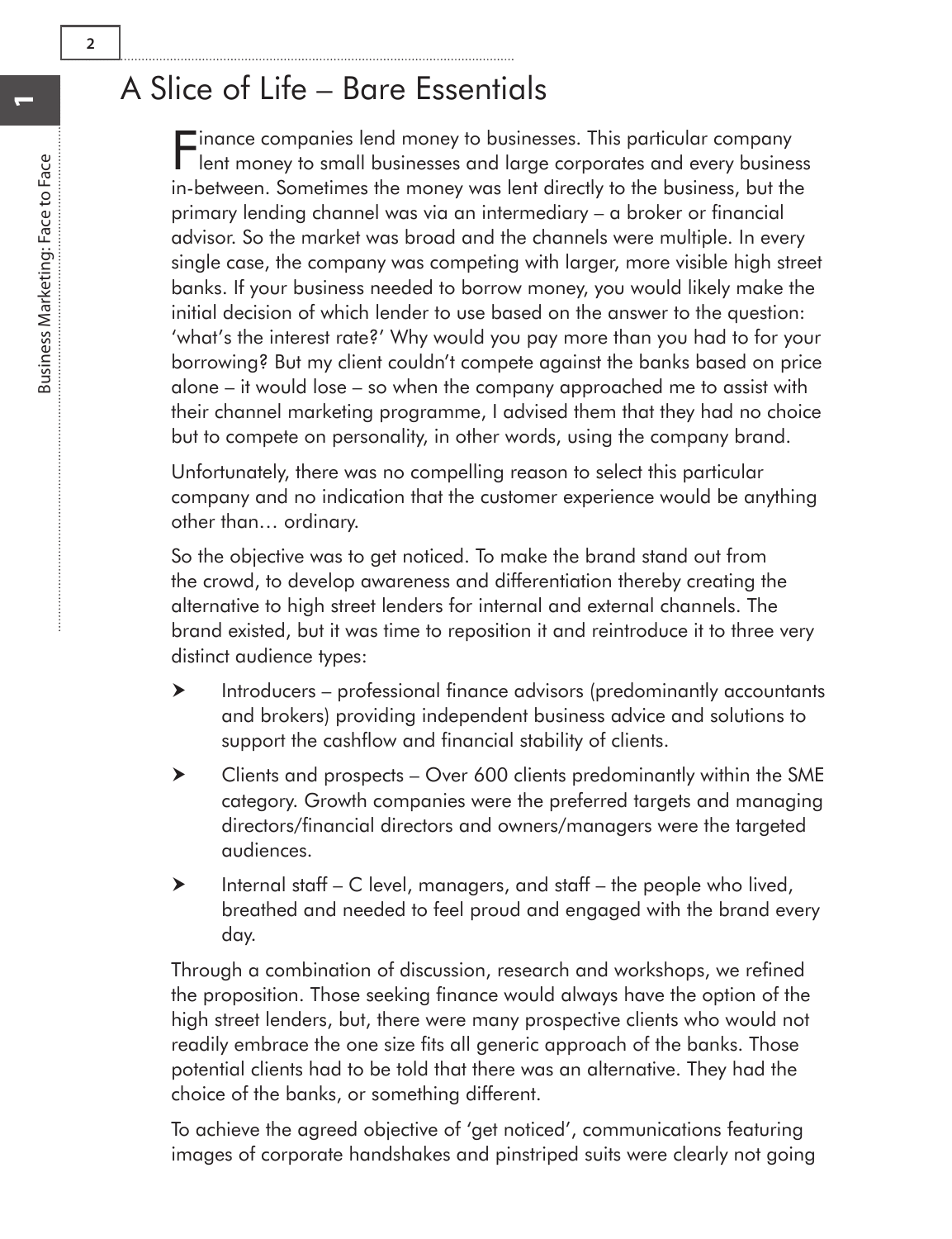# A Slice of Life – Bare Essentials

Finance companies lend money to businesses. This particular company lent money to small businesses and large corporates and every business in-between. Sometimes the money was lent directly to the business, but the primary lending channel was via an intermediary – a broker or financial advisor. So the market was broad and the channels were multiple. In every single case, the company was competing with larger, more visible high street banks. If your business needed to borrow money, you would likely make the initial decision of which lender to use based on the answer to the question: 'what's the interest rate?' Why would you pay more than you had to for your borrowing? But my client couldn't compete against the banks based on price alone – it would lose – so when the company approached me to assist with their channel marketing programme, I advised them that they had no choice but to compete on personality, in other words, using the company brand.

Unfortunately, there was no compelling reason to select this particular company and no indication that the customer experience would be anything other than… ordinary.

So the objective was to get noticed. To make the brand stand out from the crowd, to develop awareness and differentiation thereby creating the alternative to high street lenders for internal and external channels. The brand existed, but it was time to reposition it and reintroduce it to three very distinct audience types:

- Introducers – professional finance advisors (predominantly accountants and brokers) providing independent business advice and solutions to support the cashflow and financial stability of clients.
- Clients and prospects – Over 600 clients predominantly within the SME category. Growth companies were the preferred targets and managing directors/financial directors and owners/managers were the targeted audiences.
- Internal staff – C level, managers, and staff – the people who lived, breathed and needed to feel proud and engaged with the brand every day.

Through a combination of discussion, research and workshops, we refined the proposition. Those seeking finance would always have the option of the high street lenders, but, there were many prospective clients who would not readily embrace the one size fits all generic approach of the banks. Those potential clients had to be told that there was an alternative. They had the choice of the banks, or something different.

To achieve the agreed objective of 'get noticed', communications featuring images of corporate handshakes and pinstriped suits were clearly not going